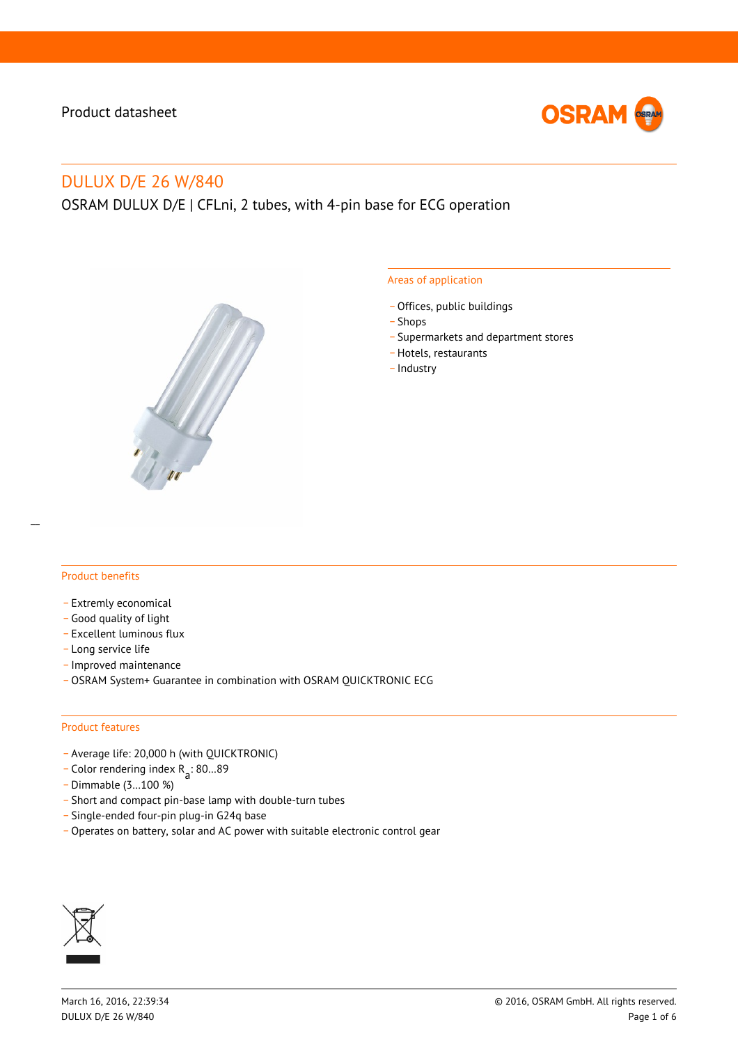Product datasheet

# DULUX D/E 26 W/840

OSRAM DULUX D/E | CFLni, 2 tubes, with 4-pin base for ECG operation

## Areas of application

- Offices, public buildings
- Shops
- Supermarkets and department stores
- Hotels, restaurants
- Industry

## Product benefits

- Extremly economical
- Good quality of light
- Excellent luminous flux
- Long service life
- Improved maintenance
- OSRAM System+ Guarantee in combination with OSRAM QUICKTRONIC ECG

## Product features

- Average life: 20,000 h (with QUICKTRONIC)
- Color rendering index $R_a$: 80…89
- Dimmable (3…100 %)
- Short and compact pin-base lamp with double-turn tubes
- Single-ended four-pin plug-in G24q base
- Operates on battery, solar and AC power with suitable electronic control gear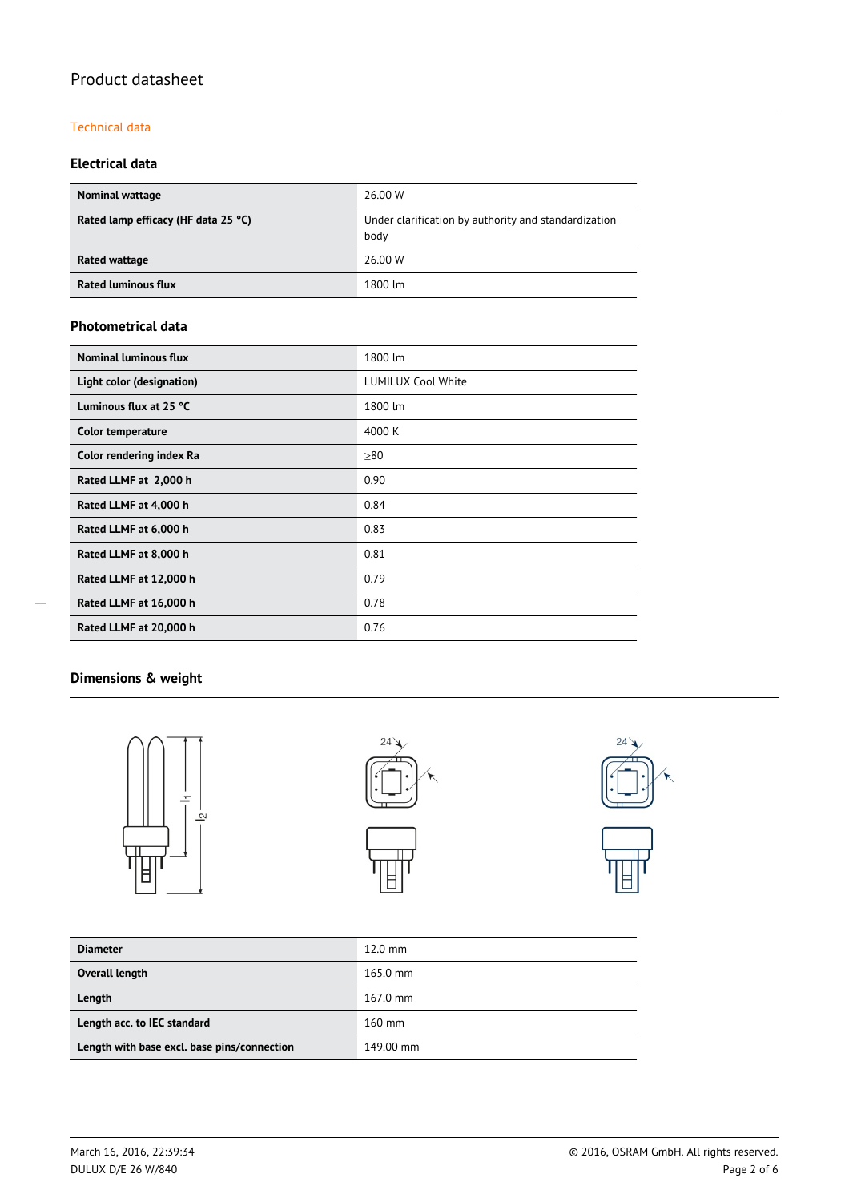# Product datasheet

Technical data

### Electrical data

| | |
|---|---|
| **Nominal wattage** | 26.00 W |
| **Rated lamp efficacy (HF data 25 °C)** | Under clarification by authority and standardization body |
| **Rated wattage** | 26.00 W |
| **Rated luminous flux** | 1800 lm |

### Photometrical data

| | |
|---|---|
| **Nominal luminous flux** | 1800 lm |
| **Light color (designation)** | LUMILUX Cool White |
| **Luminous flux at 25 °C** | 1800 lm |
| **Color temperature** | 4000 K |
| **Color rendering index Ra** | ≥80 |
| **Rated LLMF at 2,000 h** | 0.90 |
| **Rated LLMF at 4,000 h** | 0.84 |
| **Rated LLMF at 6,000 h** | 0.83 |
| **Rated LLMF at 8,000 h** | 0.81 |
| **Rated LLMF at 12,000 h** | 0.79 |
| **Rated LLMF at 16,000 h** | 0.78 |
| **Rated LLMF at 20,000 h** | 0.76 |

### Dimensions & weight

| | |
|---|---|
| **Diameter** | 12.0 mm |
| **Overall length** | 165.0 mm |
| **Length** | 167.0 mm |
| **Length acc. to IEC standard** | 160 mm |
| **Length with base excl. base pins/connection** | 149.00 mm |

March 16, 2016, 22:39:34
DULUX D/E 26 W/840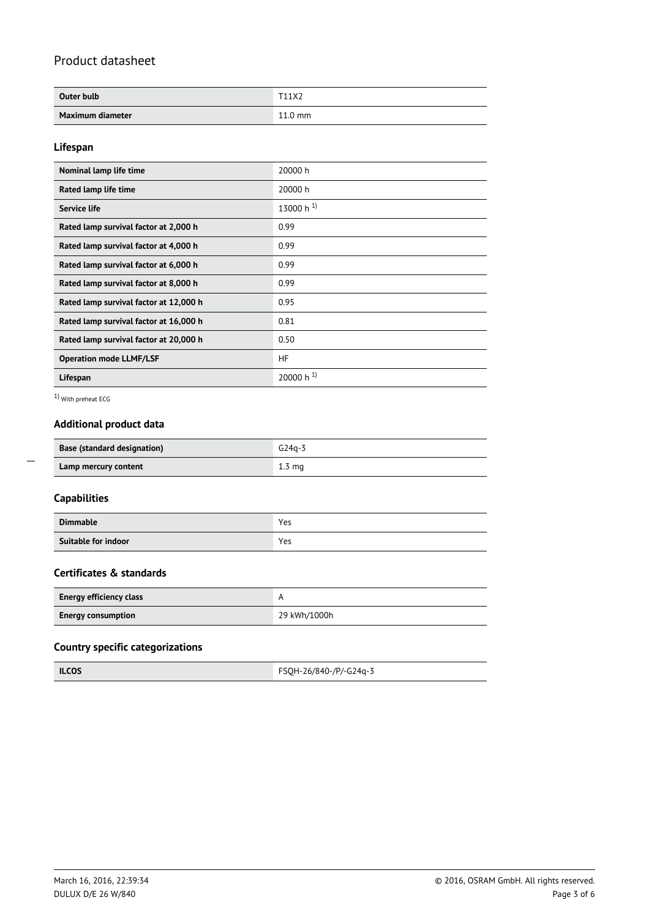# Product datasheet

| | |
|---|---|
| **Outer bulb** | T11X2 |
| **Maximum diameter** | 11.0 mm |

### Lifespan

| | |
|---|---|
| **Nominal lamp life time** | 20000 h |
| **Rated lamp life time** | 20000 h |
| **Service life** | 13000 h [1)] |
| **Rated lamp survival factor at 2,000 h** | 0.99 |
| **Rated lamp survival factor at 4,000 h** | 0.99 |
| **Rated lamp survival factor at 6,000 h** | 0.99 |
| **Rated lamp survival factor at 8,000 h** | 0.99 |
| **Rated lamp survival factor at 12,000 h** | 0.95 |
| **Rated lamp survival factor at 16,000 h** | 0.81 |
| **Rated lamp survival factor at 20,000 h** | 0.50 |
| **Operation mode LLMF/LSF** | HF |
| **Lifespan** | 20000 h [1)] |

[1)] With preheat ECG

### Additional product data

| | |
|---|---|
| **Base (standard designation)** | G24q-3 |
| **Lamp mercury content** | 1.3 mg |

### Capabilities

| | |
|---|---|
| **Dimmable** | Yes |
| **Suitable for indoor** | Yes |

### Certificates & standards

| | |
|---|---|
| **Energy efficiency class** | A |
| **Energy consumption** | 29 kWh/1000h |

### Country specific categorizations

| | |
|---|---|
| **ILCOS** | FSQH-26/840-/P/-G24q-3 |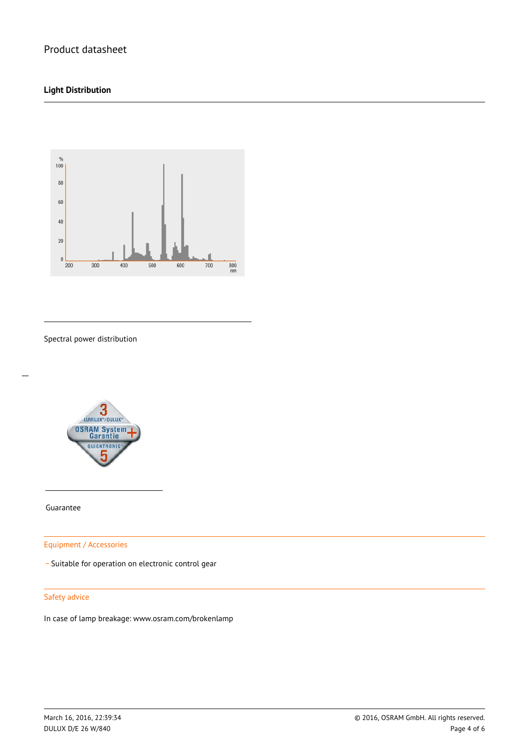## Light Distribution

Spectral power distribution

Guarantee

### Equipment / Accessories

- Suitable for operation on electronic control gear

### Safety advice

In case of lamp breakage: www.osram.com/brokenlamp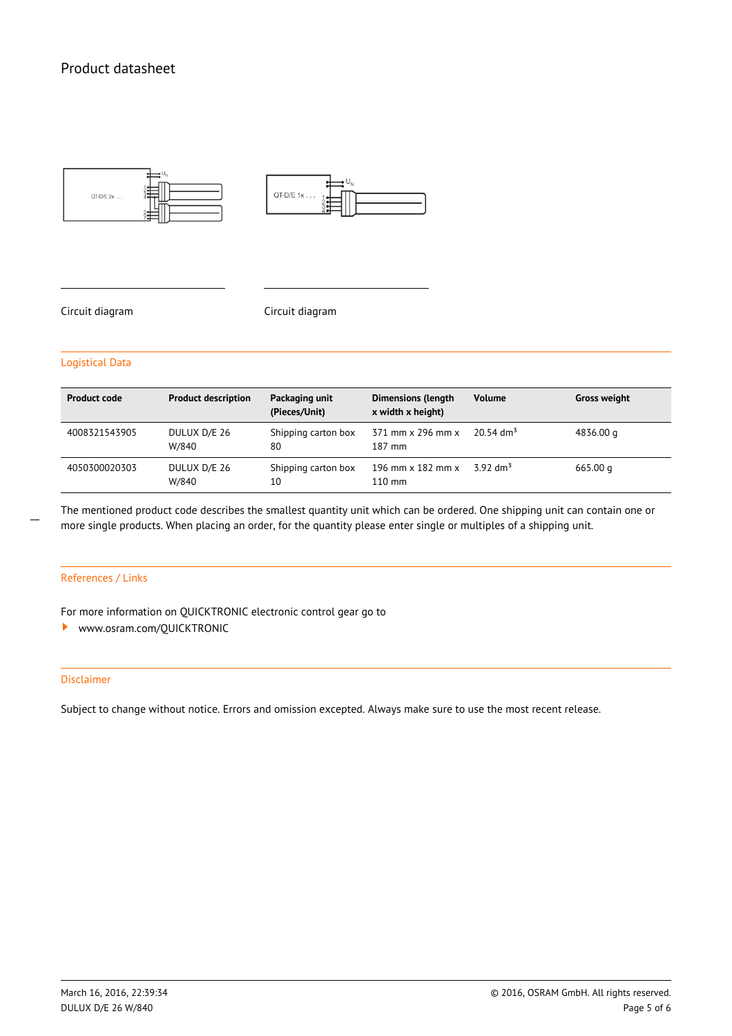Circuit diagram

Circuit diagram

## Logistical Data

| Product code | Product description | Packaging unit (Pieces/Unit) | Dimensions (length x width x height) | Volume | Gross weight |
|---|---|---|---|---|---|
| 4008321543905 | DULUX D/E 26 W/840 | Shipping carton box 80 | 371 mm x 296 mm x 187 mm | 20.54 $dm^3$ | 4836.00 g |
| 4050300020303 | DULUX D/E 26 W/840 | Shipping carton box 10 | 196 mm x 182 mm x 110 mm | 3.92 $dm^3$ | 665.00 g |

The mentioned product code describes the smallest quantity unit which can be ordered. One shipping unit can contain one or more single products. When placing an order, for the quantity please enter single or multiples of a shipping unit.

## References / Links

For more information on QUICKTRONIC electronic control gear go to

- www.osram.com/QUICKTRONIC

## Disclaimer

Subject to change without notice. Errors and omission excepted. Always make sure to use the most recent release.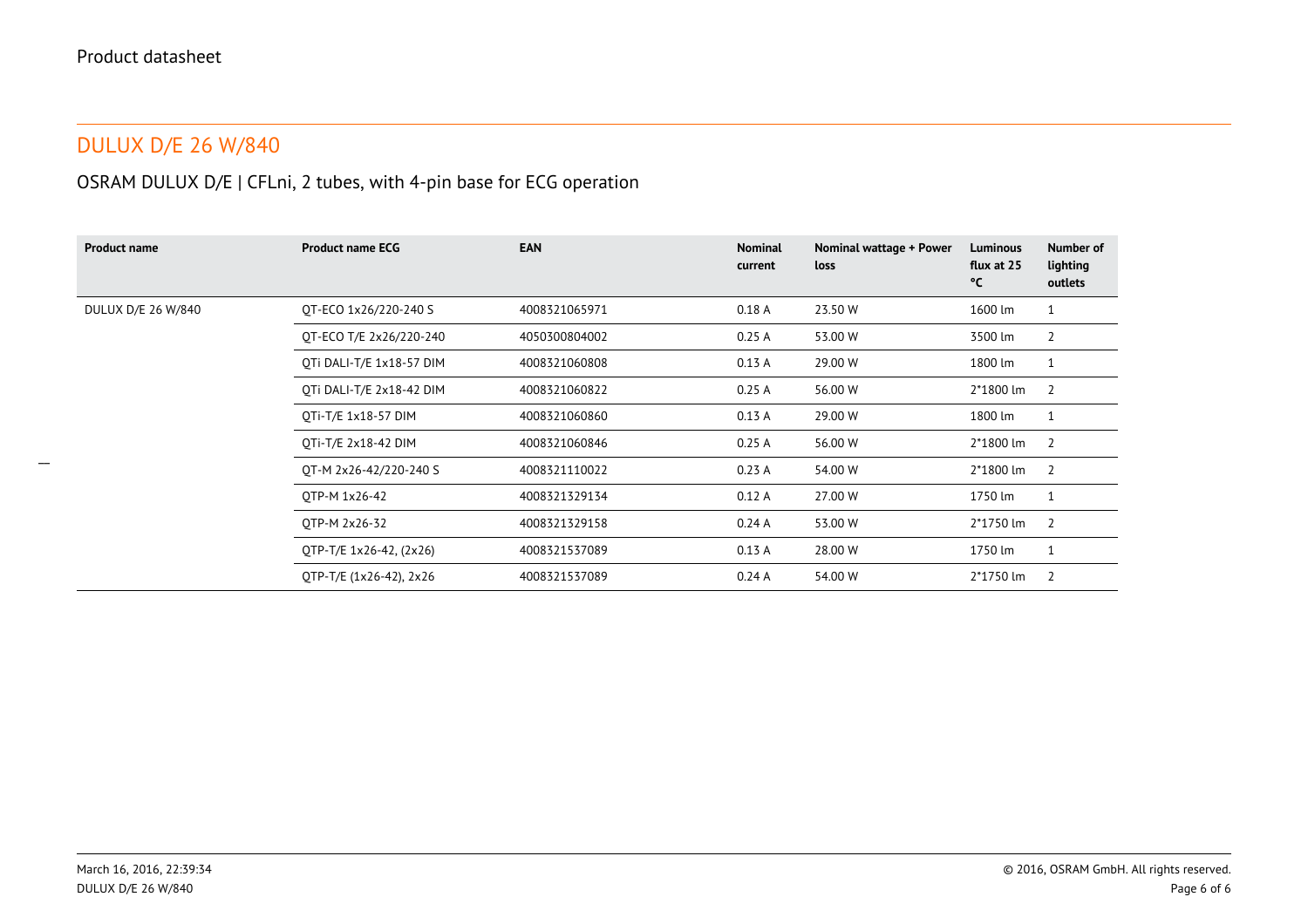## DULUX D/E 26 W/840

### OSRAM DULUX D/E | CFLni, 2 tubes, with 4-pin base for ECG operation

| Product name | Product name ECG | EAN | Nominal current | Nominal wattage + Power loss | Luminous flux at 25 °C | Number of lighting outlets |
|---|---|---|---|---|---|---|
| DULUX D/E 26 W/840 | QT-ECO 1x26/220-240 S | 4008321065971 | 0.18 A | 23.50 W | 1600 lm | 1 |
| | QT-ECO T/E 2x26/220-240 | 4050300804002 | 0.25 A | 53.00 W | 3500 lm | 2 |
| | QTi DALI-T/E 1x18-57 DIM | 4008321060808 | 0.13 A | 29.00 W | 1800 lm | 1 |
| | QTi DALI-T/E 2x18-42 DIM | 4008321060822 | 0.25 A | 56.00 W | 2*1800 lm | 2 |
| | QTi-T/E 1x18-57 DIM | 4008321060860 | 0.13 A | 29.00 W | 1800 lm | 1 |
| | QTi-T/E 2x18-42 DIM | 4008321060846 | 0.25 A | 56.00 W | 2*1800 lm | 2 |
| | QT-M 2x26-42/220-240 S | 4008321110022 | 0.23 A | 54.00 W | 2*1800 lm | 2 |
| | QTP-M 1x26-42 | 4008321329134 | 0.12 A | 27.00 W | 1750 lm | 1 |
| | QTP-M 2x26-32 | 4008321329158 | 0.24 A | 53.00 W | 2*1750 lm | 2 |
| | QTP-T/E 1x26-42, (2x26) | 4008321537089 | 0.13 A | 28.00 W | 1750 lm | 1 |
| | QTP-T/E (1x26-42), 2x26 | 4008321537089 | 0.24 A | 54.00 W | 2*1750 lm | 2 |